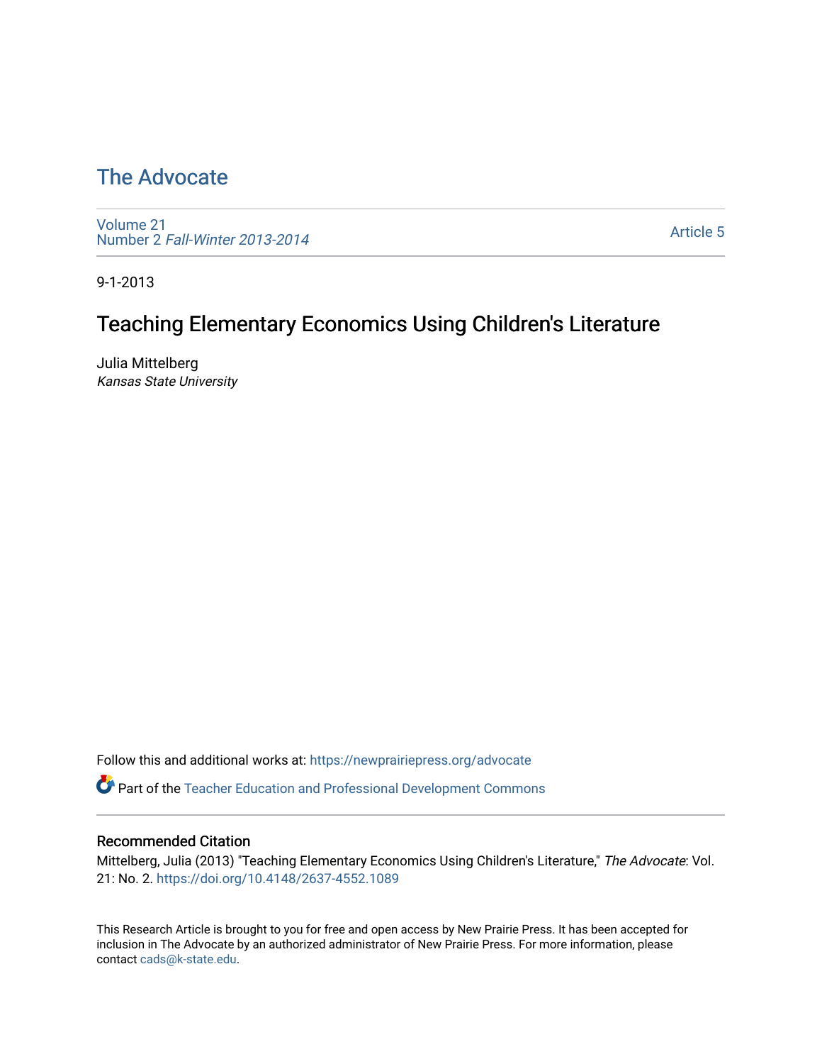# The Advocate

Volume 21
Number 2 *Fall-Winter 2013-2014*

Article 5

9-1-2013

## Teaching Elementary Economics Using Children's Literature

Julia Mittelberg
*Kansas State University*

Follow this and additional works at: https://newprairiepress.org/advocate

Part of the Teacher Education and Professional Development Commons

### Recommended Citation

Mittelberg, Julia (2013) "Teaching Elementary Economics Using Children's Literature," *The Advocate*: Vol. 21: No. 2. https://doi.org/10.4148/2637-4552.1089

This Research Article is brought to you for free and open access by New Prairie Press. It has been accepted for inclusion in The Advocate by an authorized administrator of New Prairie Press. For more information, please contact cads@k-state.edu.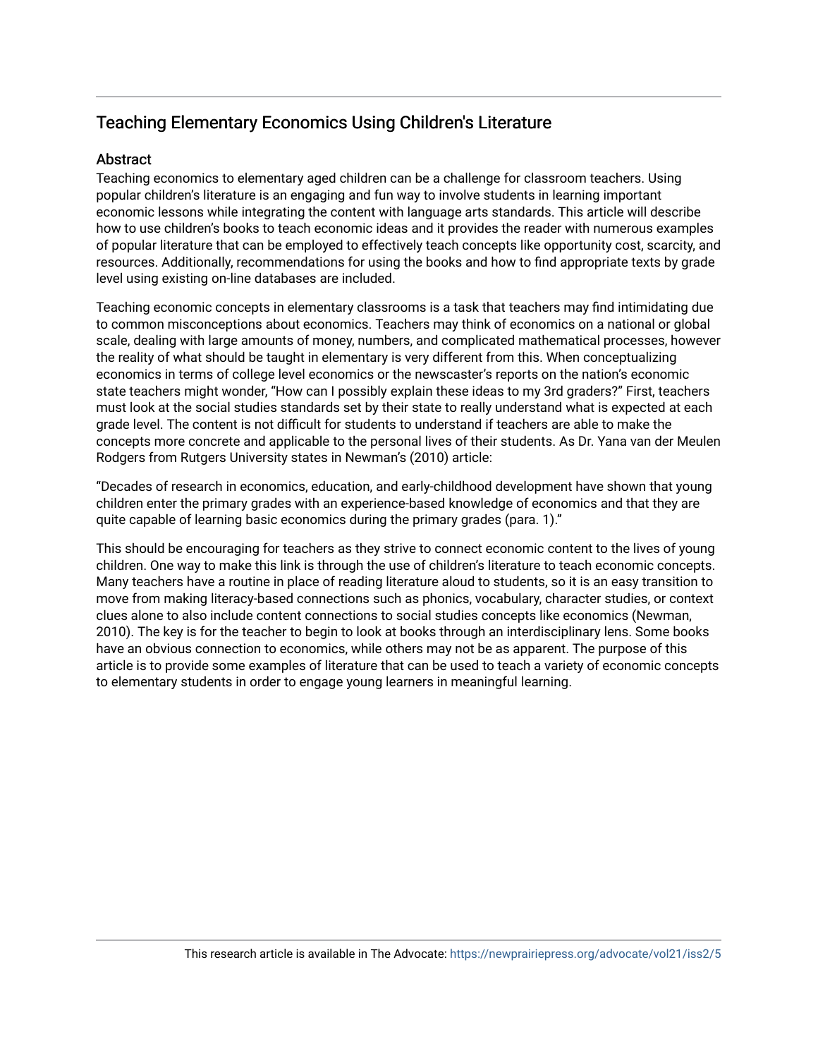## Teaching Elementary Economics Using Children's Literature

### Abstract

Teaching economics to elementary aged children can be a challenge for classroom teachers. Using popular children's literature is an engaging and fun way to involve students in learning important economic lessons while integrating the content with language arts standards. This article will describe how to use children's books to teach economic ideas and it provides the reader with numerous examples of popular literature that can be employed to effectively teach concepts like opportunity cost, scarcity, and resources. Additionally, recommendations for using the books and how to find appropriate texts by grade level using existing on-line databases are included.

Teaching economic concepts in elementary classrooms is a task that teachers may find intimidating due to common misconceptions about economics. Teachers may think of economics on a national or global scale, dealing with large amounts of money, numbers, and complicated mathematical processes, however the reality of what should be taught in elementary is very different from this. When conceptualizing economics in terms of college level economics or the newscaster's reports on the nation's economic state teachers might wonder, "How can I possibly explain these ideas to my 3rd graders?" First, teachers must look at the social studies standards set by their state to really understand what is expected at each grade level. The content is not difficult for students to understand if teachers are able to make the concepts more concrete and applicable to the personal lives of their students. As Dr. Yana van der Meulen Rodgers from Rutgers University states in Newman's (2010) article:

"Decades of research in economics, education, and early-childhood development have shown that young children enter the primary grades with an experience-based knowledge of economics and that they are quite capable of learning basic economics during the primary grades (para. 1)."

This should be encouraging for teachers as they strive to connect economic content to the lives of young children. One way to make this link is through the use of children's literature to teach economic concepts. Many teachers have a routine in place of reading literature aloud to students, so it is an easy transition to move from making literacy-based connections such as phonics, vocabulary, character studies, or context clues alone to also include content connections to social studies concepts like economics (Newman, 2010). The key is for the teacher to begin to look at books through an interdisciplinary lens. Some books have an obvious connection to economics, while others may not be as apparent. The purpose of this article is to provide some examples of literature that can be used to teach a variety of economic concepts to elementary students in order to engage young learners in meaningful learning.

This research article is available in The Advocate: https://newprairiepress.org/advocate/vol21/iss2/5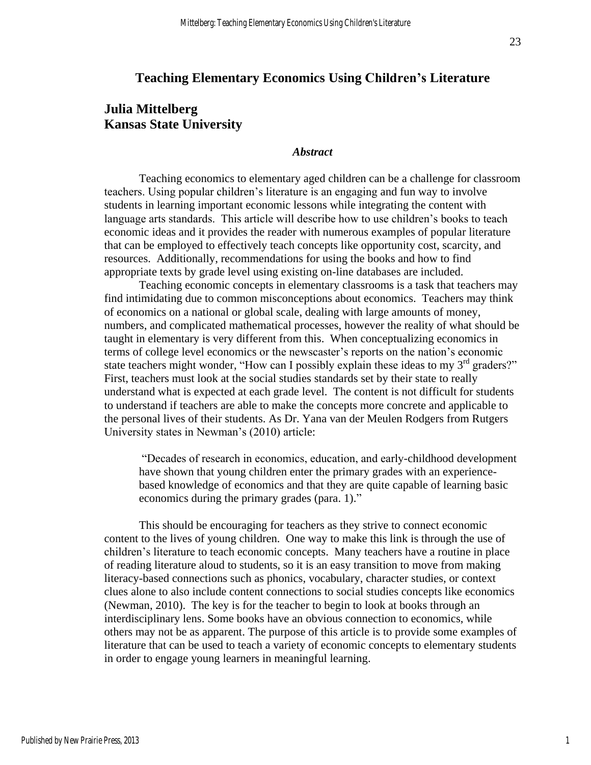# Teaching Elementary Economics Using Children's Literature

**Julia Mittelberg**
**Kansas State University**

### *Abstract*

Teaching economics to elementary aged children can be a challenge for classroom teachers. Using popular children's literature is an engaging and fun way to involve students in learning important economic lessons while integrating the content with language arts standards. This article will describe how to use children's books to teach economic ideas and it provides the reader with numerous examples of popular literature that can be employed to effectively teach concepts like opportunity cost, scarcity, and resources. Additionally, recommendations for using the books and how to find appropriate texts by grade level using existing on-line databases are included.

Teaching economic concepts in elementary classrooms is a task that teachers may find intimidating due to common misconceptions about economics. Teachers may think of economics on a national or global scale, dealing with large amounts of money, numbers, and complicated mathematical processes, however the reality of what should be taught in elementary is very different from this. When conceptualizing economics in terms of college level economics or the newscaster's reports on the nation's economic state teachers might wonder, "How can I possibly explain these ideas to my 3rd graders?" First, teachers must look at the social studies standards set by their state to really understand what is expected at each grade level. The content is not difficult for students to understand if teachers are able to make the concepts more concrete and applicable to the personal lives of their students. As Dr. Yana van der Meulen Rodgers from Rutgers University states in Newman's (2010) article:

> "Decades of research in economics, education, and early-childhood development have shown that young children enter the primary grades with an experience-based knowledge of economics and that they are quite capable of learning basic economics during the primary grades (para. 1)."

This should be encouraging for teachers as they strive to connect economic content to the lives of young children. One way to make this link is through the use of children's literature to teach economic concepts. Many teachers have a routine in place of reading literature aloud to students, so it is an easy transition to move from making literacy-based connections such as phonics, vocabulary, character studies, or context clues alone to also include content connections to social studies concepts like economics (Newman, 2010). The key is for the teacher to begin to look at books through an interdisciplinary lens. Some books have an obvious connection to economics, while others may not be as apparent. The purpose of this article is to provide some examples of literature that can be used to teach a variety of economic concepts to elementary students in order to engage young learners in meaningful learning.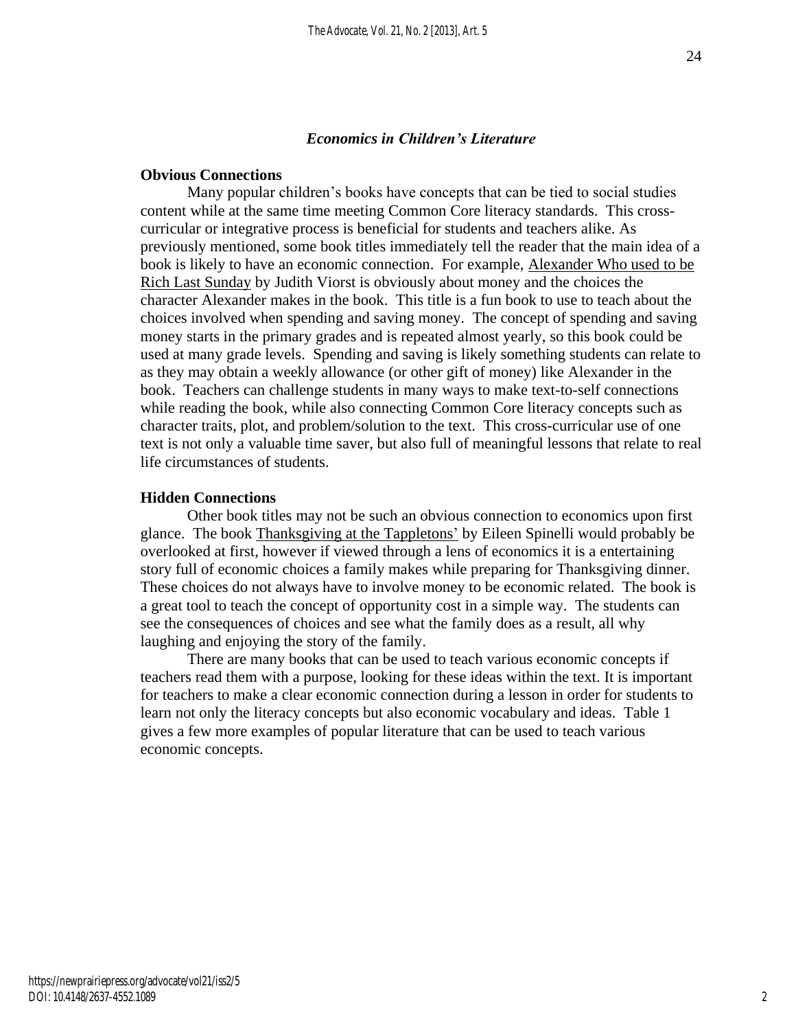*Economics in Children's Literature*

**Obvious Connections**

Many popular children's books have concepts that can be tied to social studies content while at the same time meeting Common Core literacy standards. This cross-curricular or integrative process is beneficial for students and teachers alike. As previously mentioned, some book titles immediately tell the reader that the main idea of a book is likely to have an economic connection. For example, Alexander Who used to be Rich Last Sunday by Judith Viorst is obviously about money and the choices the character Alexander makes in the book. This title is a fun book to use to teach about the choices involved when spending and saving money. The concept of spending and saving money starts in the primary grades and is repeated almost yearly, so this book could be used at many grade levels. Spending and saving is likely something students can relate to as they may obtain a weekly allowance (or other gift of money) like Alexander in the book. Teachers can challenge students in many ways to make text-to-self connections while reading the book, while also connecting Common Core literacy concepts such as character traits, plot, and problem/solution to the text. This cross-curricular use of one text is not only a valuable time saver, but also full of meaningful lessons that relate to real life circumstances of students.

**Hidden Connections**

Other book titles may not be such an obvious connection to economics upon first glance. The book Thanksgiving at the Tappletons' by Eileen Spinelli would probably be overlooked at first, however if viewed through a lens of economics it is a entertaining story full of economic choices a family makes while preparing for Thanksgiving dinner. These choices do not always have to involve money to be economic related. The book is a great tool to teach the concept of opportunity cost in a simple way. The students can see the consequences of choices and see what the family does as a result, all why laughing and enjoying the story of the family.

There are many books that can be used to teach various economic concepts if teachers read them with a purpose, looking for these ideas within the text. It is important for teachers to make a clear economic connection during a lesson in order for students to learn not only the literacy concepts but also economic vocabulary and ideas. Table 1 gives a few more examples of popular literature that can be used to teach various economic concepts.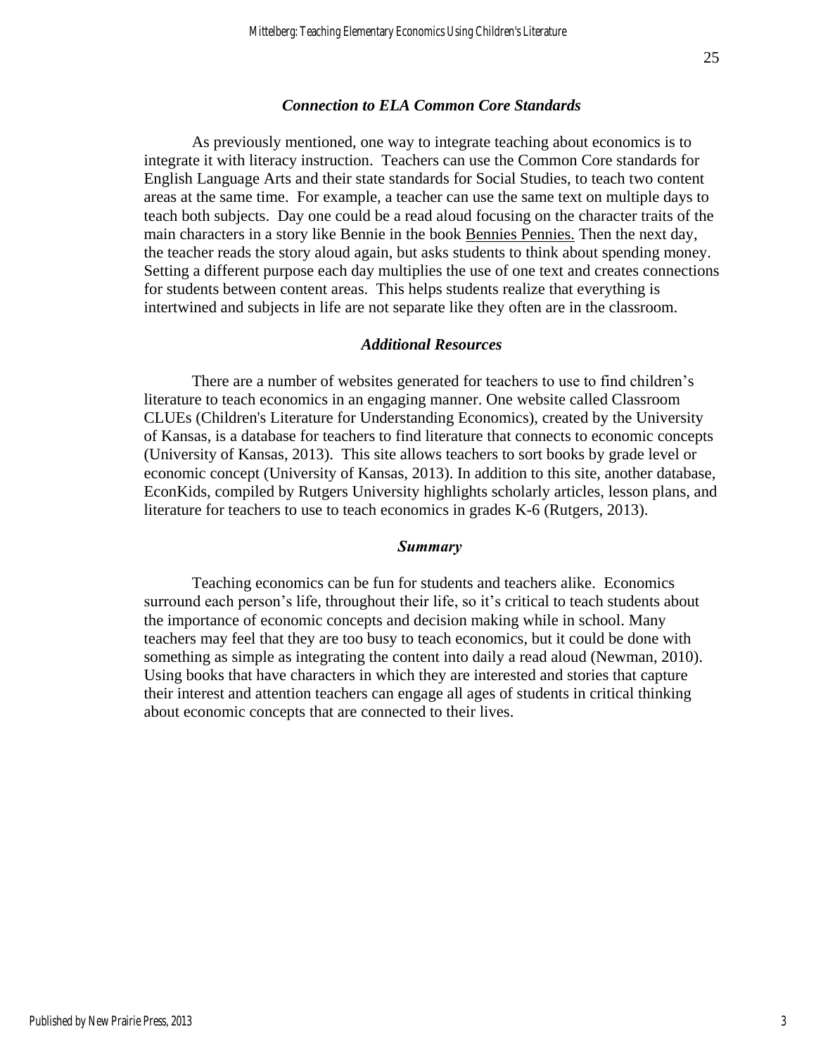### *Connection to ELA Common Core Standards*

As previously mentioned, one way to integrate teaching about economics is to integrate it with literacy instruction. Teachers can use the Common Core standards for English Language Arts and their state standards for Social Studies, to teach two content areas at the same time. For example, a teacher can use the same text on multiple days to teach both subjects. Day one could be a read aloud focusing on the character traits of the main characters in a story like Bennie in the book Bennies Pennies. Then the next day, the teacher reads the story aloud again, but asks students to think about spending money. Setting a different purpose each day multiplies the use of one text and creates connections for students between content areas. This helps students realize that everything is intertwined and subjects in life are not separate like they often are in the classroom.

### *Additional Resources*

There are a number of websites generated for teachers to use to find children's literature to teach economics in an engaging manner. One website called Classroom CLUEs (Children's Literature for Understanding Economics), created by the University of Kansas, is a database for teachers to find literature that connects to economic concepts (University of Kansas, 2013). This site allows teachers to sort books by grade level or economic concept (University of Kansas, 2013). In addition to this site, another database, EconKids, compiled by Rutgers University highlights scholarly articles, lesson plans, and literature for teachers to use to teach economics in grades K-6 (Rutgers, 2013).

### *Summary*

Teaching economics can be fun for students and teachers alike. Economics surround each person's life, throughout their life, so it's critical to teach students about the importance of economic concepts and decision making while in school. Many teachers may feel that they are too busy to teach economics, but it could be done with something as simple as integrating the content into daily a read aloud (Newman, 2010). Using books that have characters in which they are interested and stories that capture their interest and attention teachers can engage all ages of students in critical thinking about economic concepts that are connected to their lives.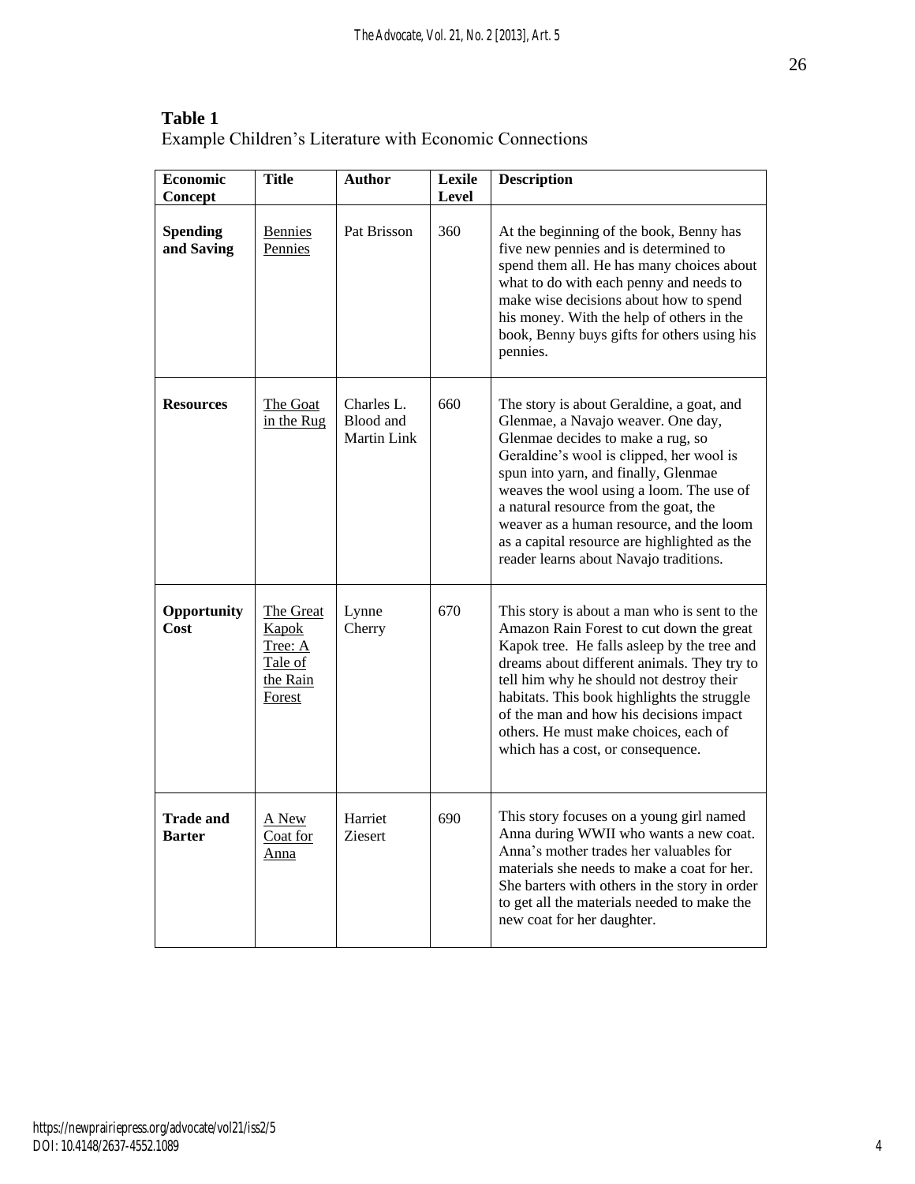**Table 1**

Example Children's Literature with Economic Connections

| Economic Concept | Title | Author | Lexile Level | Description |
|---|---|---|---|---|
| **Spending and Saving** | Bennies Pennies | Pat Brisson | 360 | At the beginning of the book, Benny has five new pennies and is determined to spend them all. He has many choices about what to do with each penny and needs to make wise decisions about how to spend his money. With the help of others in the book, Benny buys gifts for others using his pennies. |
| **Resources** | The Goat in the Rug | Charles L. Blood and Martin Link | 660 | The story is about Geraldine, a goat, and Glenmae, a Navajo weaver. One day, Glenmae decides to make a rug, so Geraldine's wool is clipped, her wool is spun into yarn, and finally, Glenmae weaves the wool using a loom. The use of a natural resource from the goat, the weaver as a human resource, and the loom as a capital resource are highlighted as the reader learns about Navajo traditions. |
| **Opportunity Cost** | The Great Kapok Tree: A Tale of the Rain Forest | Lynne Cherry | 670 | This story is about a man who is sent to the Amazon Rain Forest to cut down the great Kapok tree. He falls asleep by the tree and dreams about different animals. They try to tell him why he should not destroy their habitats. This book highlights the struggle of the man and how his decisions impact others. He must make choices, each of which has a cost, or consequence. |
| **Trade and Barter** | A New Coat for Anna | Harriet Ziesert | 690 | This story focuses on a young girl named Anna during WWII who wants a new coat. Anna's mother trades her valuables for materials she needs to make a coat for her. She barters with others in the story in order to get all the materials needed to make the new coat for her daughter. |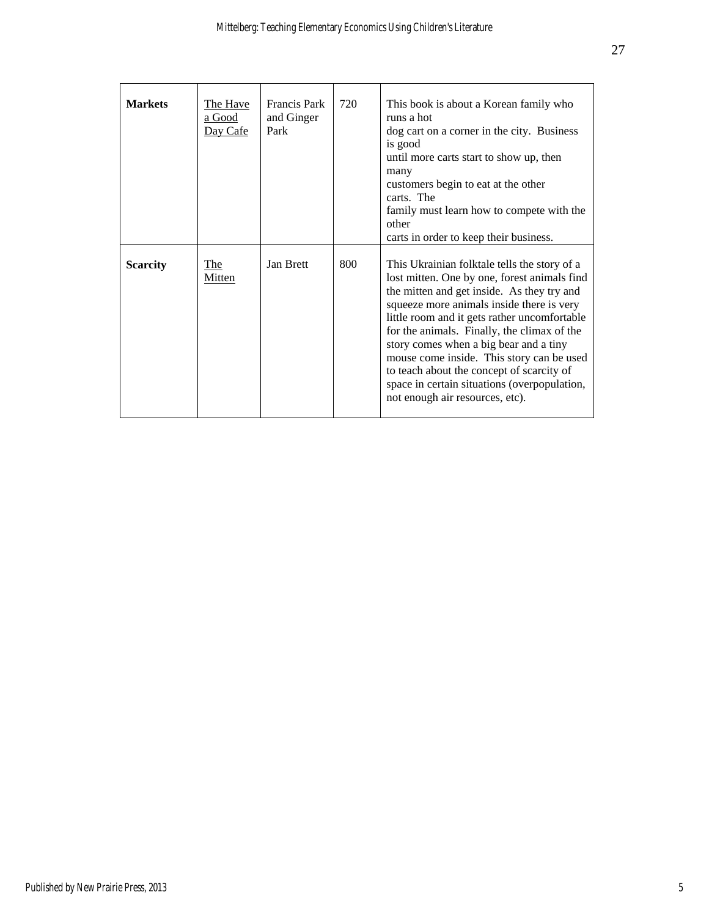| Markets | The Have a Good Day Cafe | Francis Park and Ginger Park | 720 | This book is about a Korean family who runs a hot dog cart on a corner in the city. Business is good until more carts start to show up, then many customers begin to eat at the other carts. The family must learn how to compete with the other carts in order to keep their business. |
|---|---|---|---|---|
| **Scarcity** | The Mitten | Jan Brett | 800 | This Ukrainian folktale tells the story of a lost mitten. One by one, forest animals find the mitten and get inside. As they try and squeeze more animals inside there is very little room and it gets rather uncomfortable for the animals. Finally, the climax of the story comes when a big bear and a tiny mouse come inside. This story can be used to teach about the concept of scarcity of space in certain situations (overpopulation, not enough air resources, etc). |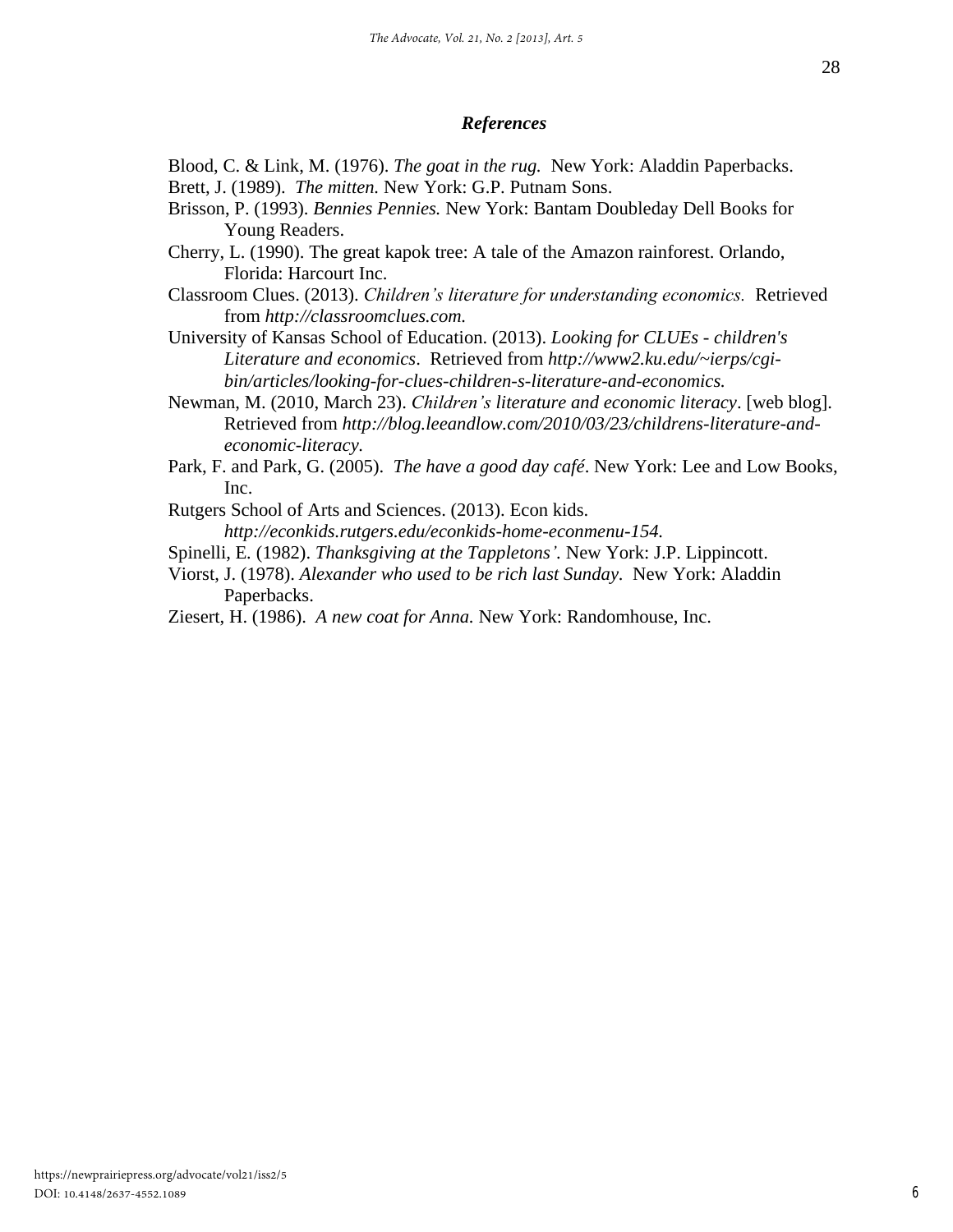### *References*

Blood, C. & Link, M. (1976). *The goat in the rug.* New York: Aladdin Paperbacks.

Brett, J. (1989). *The mitten.* New York: G.P. Putnam Sons.

Brisson, P. (1993). *Bennies Pennies.* New York: Bantam Doubleday Dell Books for Young Readers.

Cherry, L. (1990). The great kapok tree: A tale of the Amazon rainforest. Orlando, Florida: Harcourt Inc.

Classroom Clues. (2013). *Children's literature for understanding economics.* Retrieved from *http://classroomclues.com.*

University of Kansas School of Education. (2013). *Looking for CLUEs - children's Literature and economics*. Retrieved from *http://www2.ku.edu/~ierps/cgi-bin/articles/looking-for-clues-children-s-literature-and-economics.*

Newman, M. (2010, March 23). *Children's literature and economic literacy*. [web blog]. Retrieved from *http://blog.leeandlow.com/2010/03/23/childrens-literature-and-economic-literacy.*

Park, F. and Park, G. (2005). *The have a good day café*. New York: Lee and Low Books, Inc.

Rutgers School of Arts and Sciences. (2013). Econ kids. *http://econkids.rutgers.edu/econkids-home-econmenu-154.*

Spinelli, E. (1982). *Thanksgiving at the Tappletons'*. New York: J.P. Lippincott.

Viorst, J. (1978). *Alexander who used to be rich last Sunday.* New York: Aladdin Paperbacks.

Ziesert, H. (1986). *A new coat for Anna.* New York: Randomhouse, Inc.